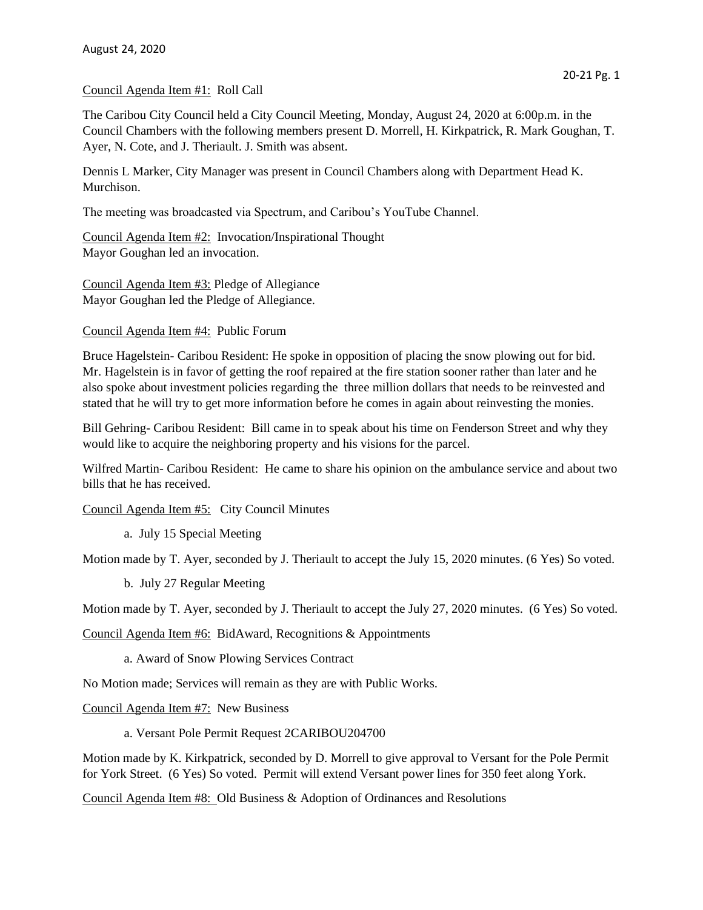August 24, 2020

Council Agenda Item #1: Roll Call

The Caribou City Council held a City Council Meeting, Monday, August 24, 2020 at 6:00p.m. in the Council Chambers with the following members present D. Morrell, H. Kirkpatrick, R. Mark Goughan, T. Ayer, N. Cote, and J. Theriault. J. Smith was absent.

Dennis L Marker, City Manager was present in Council Chambers along with Department Head K. Murchison.

The meeting was broadcasted via Spectrum, and Caribou's YouTube Channel.

Council Agenda Item #2: Invocation/Inspirational Thought
Mayor Goughan led an invocation.

Council Agenda Item #3: Pledge of Allegiance
Mayor Goughan led the Pledge of Allegiance.

Council Agenda Item #4: Public Forum

Bruce Hagelstein- Caribou Resident: He spoke in opposition of placing the snow plowing out for bid. Mr. Hagelstein is in favor of getting the roof repaired at the fire station sooner rather than later and he also spoke about investment policies regarding the three million dollars that needs to be reinvested and stated that he will try to get more information before he comes in again about reinvesting the monies.

Bill Gehring- Caribou Resident: Bill came in to speak about his time on Fenderson Street and why they would like to acquire the neighboring property and his visions for the parcel.

Wilfred Martin- Caribou Resident: He came to share his opinion on the ambulance service and about two bills that he has received.

Council Agenda Item #5: City Council Minutes

a. July 15 Special Meeting

Motion made by T. Ayer, seconded by J. Theriault to accept the July 15, 2020 minutes. (6 Yes) So voted.

b. July 27 Regular Meeting

Motion made by T. Ayer, seconded by J. Theriault to accept the July 27, 2020 minutes. (6 Yes) So voted.

Council Agenda Item #6: BidAward, Recognitions & Appointments

a. Award of Snow Plowing Services Contract

No Motion made; Services will remain as they are with Public Works.

Council Agenda Item #7: New Business

a. Versant Pole Permit Request 2CARIBOU204700

Motion made by K. Kirkpatrick, seconded by D. Morrell to give approval to Versant for the Pole Permit for York Street. (6 Yes) So voted. Permit will extend Versant power lines for 350 feet along York.

Council Agenda Item #8: Old Business & Adoption of Ordinances and Resolutions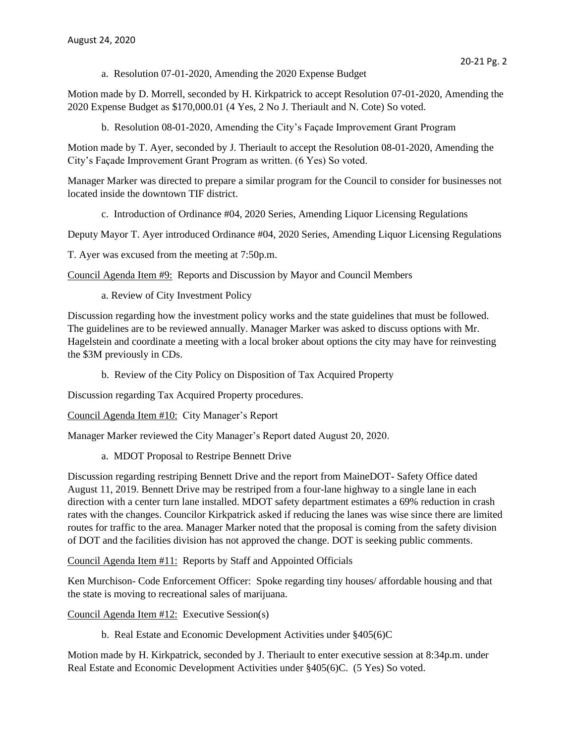a. Resolution 07-01-2020, Amending the 2020 Expense Budget

Motion made by D. Morrell, seconded by H. Kirkpatrick to accept Resolution 07-01-2020, Amending the 2020 Expense Budget as $170,000.01 (4 Yes, 2 No J. Theriault and N. Cote) So voted.

b. Resolution 08-01-2020, Amending the City's Façade Improvement Grant Program

Motion made by T. Ayer, seconded by J. Theriault to accept the Resolution 08-01-2020, Amending the City's Façade Improvement Grant Program as written. (6 Yes) So voted.

Manager Marker was directed to prepare a similar program for the Council to consider for businesses not located inside the downtown TIF district.

c. Introduction of Ordinance #04, 2020 Series, Amending Liquor Licensing Regulations

Deputy Mayor T. Ayer introduced Ordinance #04, 2020 Series, Amending Liquor Licensing Regulations

T. Ayer was excused from the meeting at 7:50p.m.

Council Agenda Item #9: Reports and Discussion by Mayor and Council Members

a. Review of City Investment Policy

Discussion regarding how the investment policy works and the state guidelines that must be followed. The guidelines are to be reviewed annually. Manager Marker was asked to discuss options with Mr. Hagelstein and coordinate a meeting with a local broker about options the city may have for reinvesting the $3M previously in CDs.

b. Review of the City Policy on Disposition of Tax Acquired Property

Discussion regarding Tax Acquired Property procedures.

Council Agenda Item #10: City Manager's Report

Manager Marker reviewed the City Manager's Report dated August 20, 2020.

a. MDOT Proposal to Restripe Bennett Drive

Discussion regarding restriping Bennett Drive and the report from MaineDOT- Safety Office dated August 11, 2019. Bennett Drive may be restriped from a four-lane highway to a single lane in each direction with a center turn lane installed. MDOT safety department estimates a 69% reduction in crash rates with the changes. Councilor Kirkpatrick asked if reducing the lanes was wise since there are limited routes for traffic to the area. Manager Marker noted that the proposal is coming from the safety division of DOT and the facilities division has not approved the change. DOT is seeking public comments.

Council Agenda Item #11: Reports by Staff and Appointed Officials

Ken Murchison- Code Enforcement Officer: Spoke regarding tiny houses/ affordable housing and that the state is moving to recreational sales of marijuana.

Council Agenda Item #12: Executive Session(s)

b. Real Estate and Economic Development Activities under §405(6)C

Motion made by H. Kirkpatrick, seconded by J. Theriault to enter executive session at 8:34p.m. under Real Estate and Economic Development Activities under §405(6)C. (5 Yes) So voted.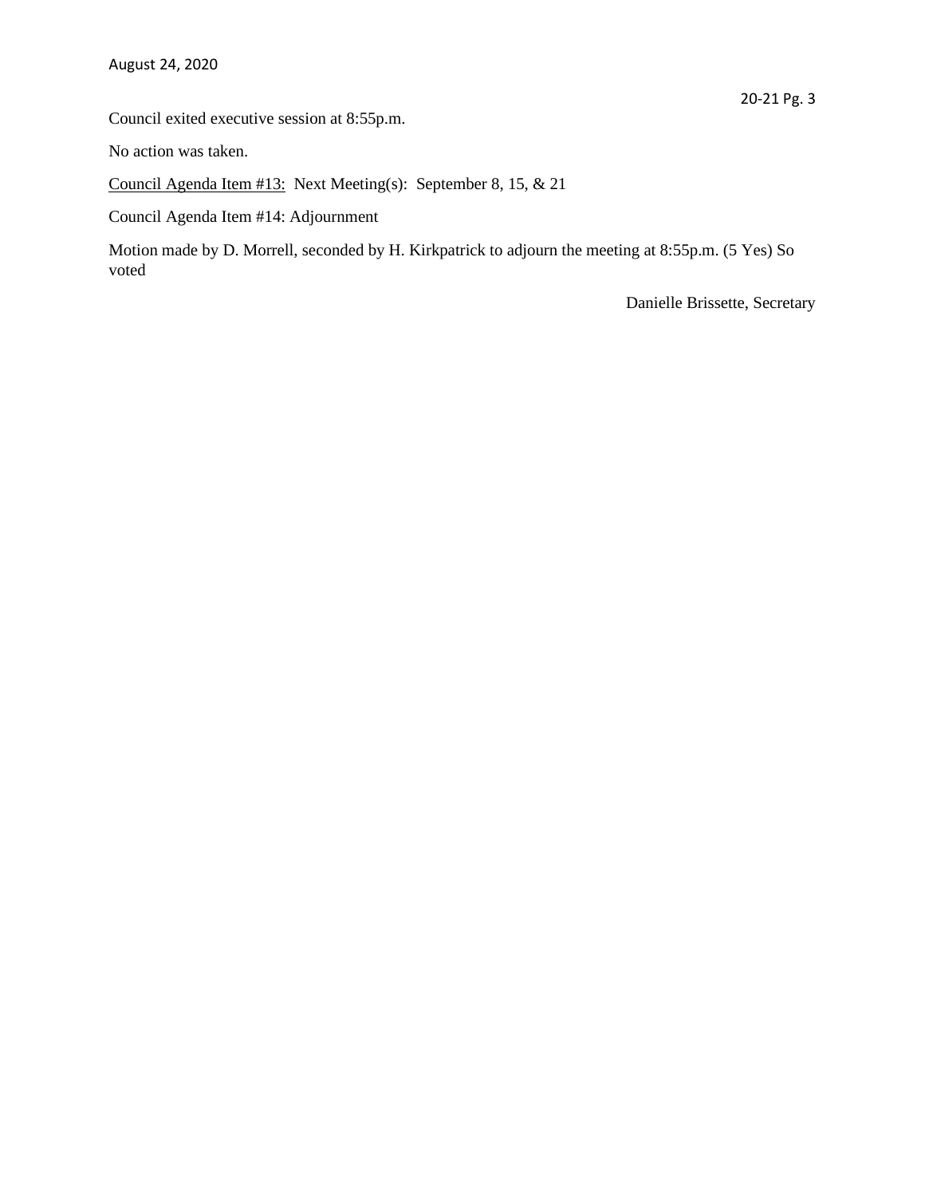Council exited executive session at 8:55p.m.

No action was taken.

Council Agenda Item #13: Next Meeting(s): September 8, 15, & 21

Council Agenda Item #14: Adjournment

Motion made by D. Morrell, seconded by H. Kirkpatrick to adjourn the meeting at 8:55p.m. (5 Yes) So voted

Danielle Brissette, Secretary